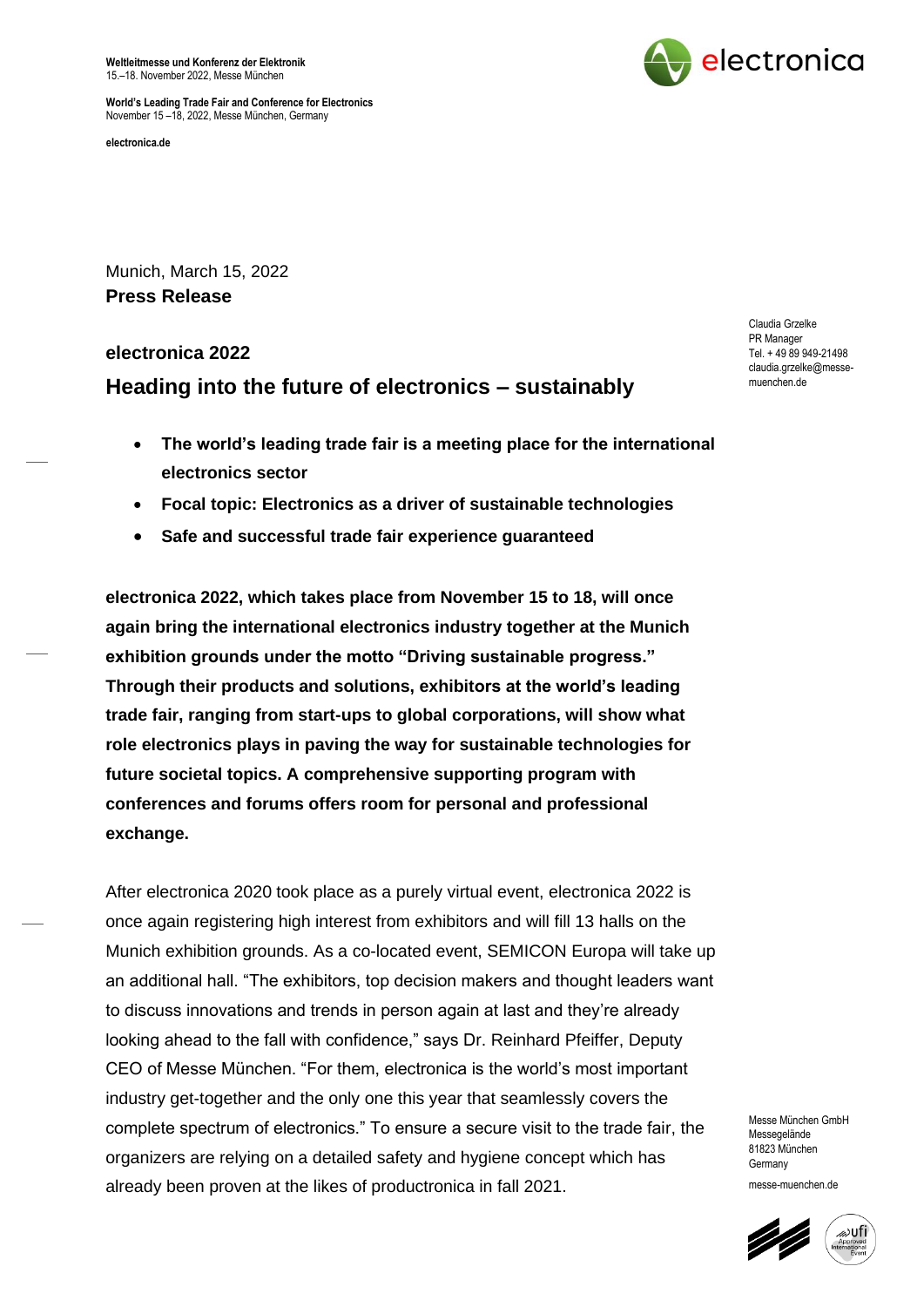**Weltleitmesse und Konferenz der Elektronik**
15.–18. November 2022, Messe München

**World's Leading Trade Fair and Conference for Electronics**
November 15 –18, 2022, Messe München, Germany

**electronica.de**

Munich, March 15, 2022
**Press Release**

Claudia Grzelke
PR Manager
Tel. + 49 89 949-21498
claudia.grzelke@messe-muenchen.de

## electronica 2022

# Heading into the future of electronics – sustainably

- **The world's leading trade fair is a meeting place for the international electronics sector**
- **Focal topic: Electronics as a driver of sustainable technologies**
- **Safe and successful trade fair experience guaranteed**

**electronica 2022, which takes place from November 15 to 18, will once again bring the international electronics industry together at the Munich exhibition grounds under the motto "Driving sustainable progress." Through their products and solutions, exhibitors at the world's leading trade fair, ranging from start-ups to global corporations, will show what role electronics plays in paving the way for sustainable technologies for future societal topics. A comprehensive supporting program with conferences and forums offers room for personal and professional exchange.**

After electronica 2020 took place as a purely virtual event, electronica 2022 is once again registering high interest from exhibitors and will fill 13 halls on the Munich exhibition grounds. As a co-located event, SEMICON Europa will take up an additional hall. "The exhibitors, top decision makers and thought leaders want to discuss innovations and trends in person again at last and they're already looking ahead to the fall with confidence," says Dr. Reinhard Pfeiffer, Deputy CEO of Messe München. "For them, electronica is the world's most important industry get-together and the only one this year that seamlessly covers the complete spectrum of electronics." To ensure a secure visit to the trade fair, the organizers are relying on a detailed safety and hygiene concept which has already been proven at the likes of productronica in fall 2021.

Messe München GmbH
Messegelände
81823 München
Germany

messe-muenchen.de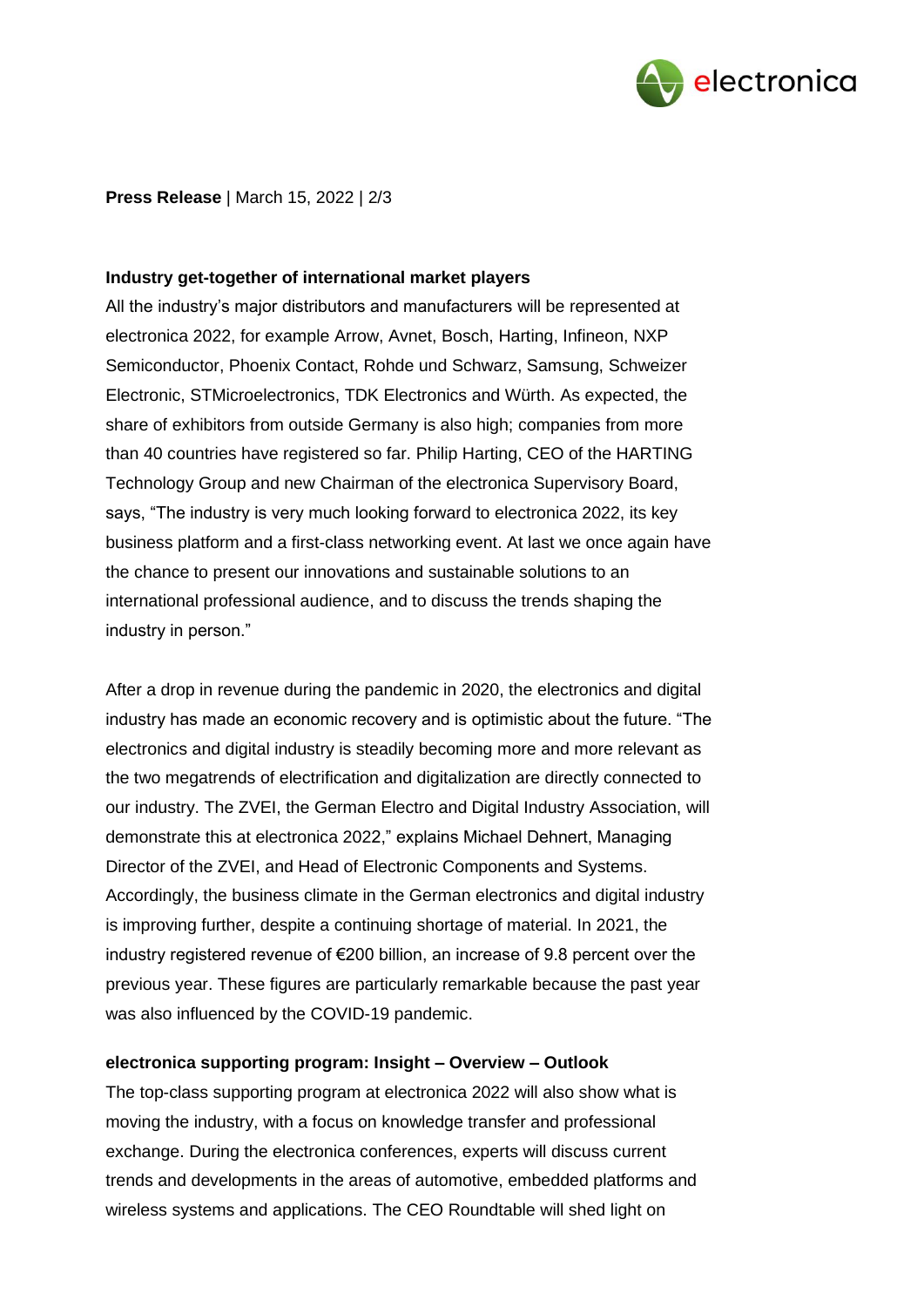**Press Release** | March 15, 2022 | 2/3

**Industry get-together of international market players**

All the industry's major distributors and manufacturers will be represented at electronica 2022, for example Arrow, Avnet, Bosch, Harting, Infineon, NXP Semiconductor, Phoenix Contact, Rohde und Schwarz, Samsung, Schweizer Electronic, STMicroelectronics, TDK Electronics and Würth. As expected, the share of exhibitors from outside Germany is also high; companies from more than 40 countries have registered so far. Philip Harting, CEO of the HARTING Technology Group and new Chairman of the electronica Supervisory Board, says, "The industry is very much looking forward to electronica 2022, its key business platform and a first-class networking event. At last we once again have the chance to present our innovations and sustainable solutions to an international professional audience, and to discuss the trends shaping the industry in person."

After a drop in revenue during the pandemic in 2020, the electronics and digital industry has made an economic recovery and is optimistic about the future. "The electronics and digital industry is steadily becoming more and more relevant as the two megatrends of electrification and digitalization are directly connected to our industry. The ZVEI, the German Electro and Digital Industry Association, will demonstrate this at electronica 2022," explains Michael Dehnert, Managing Director of the ZVEI, and Head of Electronic Components and Systems. Accordingly, the business climate in the German electronics and digital industry is improving further, despite a continuing shortage of material. In 2021, the industry registered revenue of €200 billion, an increase of 9.8 percent over the previous year. These figures are particularly remarkable because the past year was also influenced by the COVID-19 pandemic.

**electronica supporting program: Insight – Overview – Outlook**

The top-class supporting program at electronica 2022 will also show what is moving the industry, with a focus on knowledge transfer and professional exchange. During the electronica conferences, experts will discuss current trends and developments in the areas of automotive, embedded platforms and wireless systems and applications. The CEO Roundtable will shed light on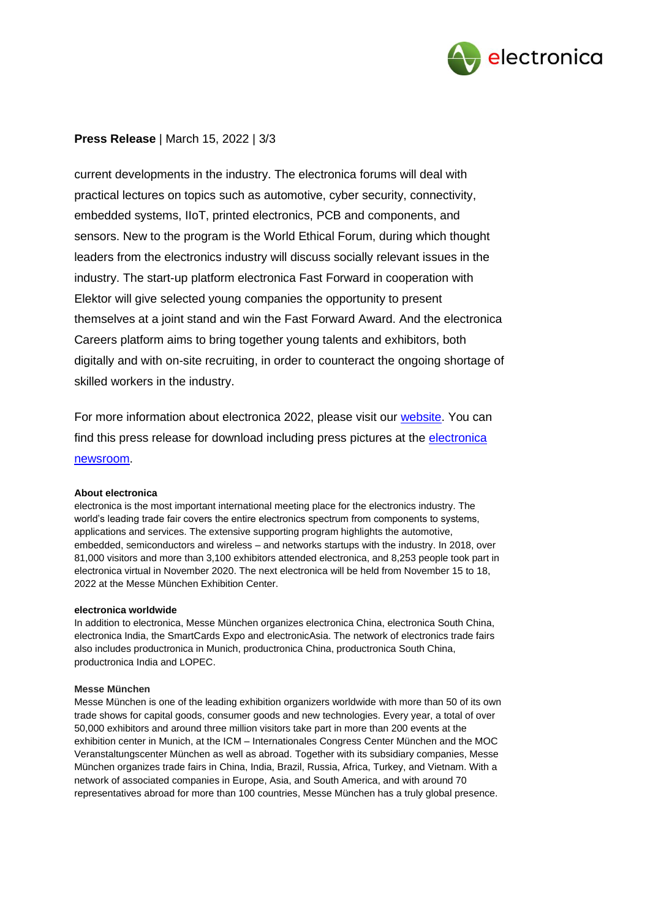current developments in the industry. The electronica forums will deal with practical lectures on topics such as automotive, cyber security, connectivity, embedded systems, IIoT, printed electronics, PCB and components, and sensors. New to the program is the World Ethical Forum, during which thought leaders from the electronics industry will discuss socially relevant issues in the industry. The start-up platform electronica Fast Forward in cooperation with Elektor will give selected young companies the opportunity to present themselves at a joint stand and win the Fast Forward Award. And the electronica Careers platform aims to bring together young talents and exhibitors, both digitally and with on-site recruiting, in order to counteract the ongoing shortage of skilled workers in the industry.

For more information about electronica 2022, please visit our website. You can find this press release for download including press pictures at the electronica newsroom.

**About electronica**
electronica is the most important international meeting place for the electronics industry. The world's leading trade fair covers the entire electronics spectrum from components to systems, applications and services. The extensive supporting program highlights the automotive, embedded, semiconductors and wireless – and networks startups with the industry. In 2018, over 81,000 visitors and more than 3,100 exhibitors attended electronica, and 8,253 people took part in electronica virtual in November 2020. The next electronica will be held from November 15 to 18, 2022 at the Messe München Exhibition Center.

**electronica worldwide**
In addition to electronica, Messe München organizes electronica China, electronica South China, electronica India, the SmartCards Expo and electronicAsia. The network of electronics trade fairs also includes productronica in Munich, productronica China, productronica South China, productronica India and LOPEC.

**Messe München**
Messe München is one of the leading exhibition organizers worldwide with more than 50 of its own trade shows for capital goods, consumer goods and new technologies. Every year, a total of over 50,000 exhibitors and around three million visitors take part in more than 200 events at the exhibition center in Munich, at the ICM – Internationales Congress Center München and the MOC Veranstaltungscenter München as well as abroad. Together with its subsidiary companies, Messe München organizes trade fairs in China, India, Brazil, Russia, Africa, Turkey, and Vietnam. With a network of associated companies in Europe, Asia, and South America, and with around 70 representatives abroad for more than 100 countries, Messe München has a truly global presence.